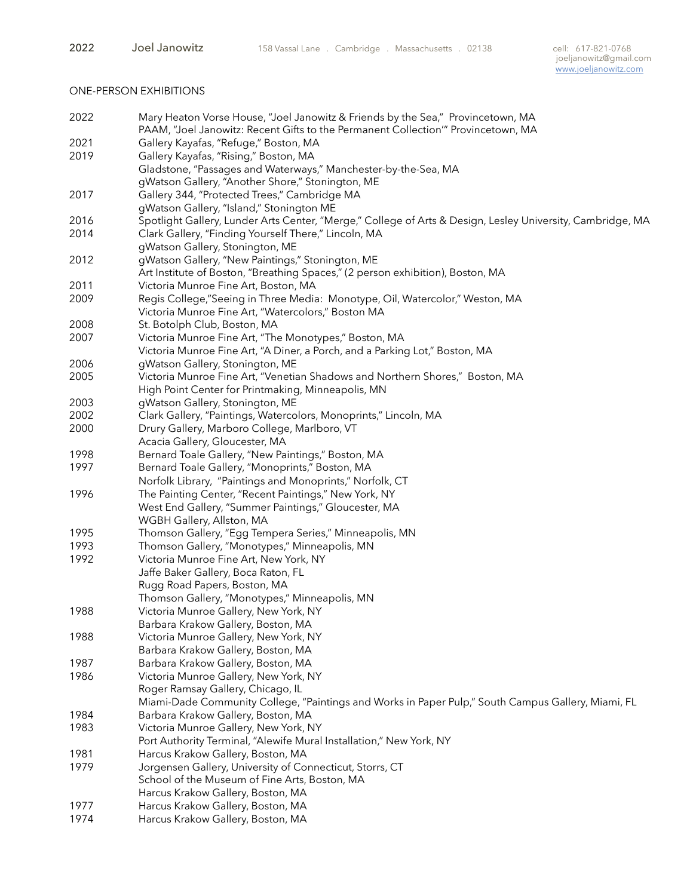2022 Joel Janowitz 158 Vassal Lane . Cambridge . Massachusetts . 02138 cell: 617-821-0768 joeljanowitz@gmail.com www.joeljanowitz.com

## ONE-PERSON EXHIBITIONS

2022 Mary Heaton Vorse House, "Joel Janowitz & Friends by the Sea," Provincetown, MA
PAAM, "Joel Janowitz: Recent Gifts to the Permanent Collection'" Provincetown, MA
2021 Gallery Kayafas, "Refuge," Boston, MA
2019 Gallery Kayafas, "Rising," Boston, MA
Gladstone, "Passages and Waterways," Manchester-by-the-Sea, MA
gWatson Gallery, "Another Shore," Stonington, ME
2017 Gallery 344, "Protected Trees," Cambridge MA
gWatson Gallery, "Island," Stonington ME
2016 Spotlight Gallery, Lunder Arts Center, "Merge," College of Arts & Design, Lesley University, Cambridge, MA
2014 Clark Gallery, "Finding Yourself There," Lincoln, MA
gWatson Gallery, Stonington, ME
2012 gWatson Gallery, "New Paintings," Stonington, ME
Art Institute of Boston, "Breathing Spaces," (2 person exhibition), Boston, MA
2011 Victoria Munroe Fine Art, Boston, MA
2009 Regis College,"Seeing in Three Media: Monotype, Oil, Watercolor," Weston, MA
Victoria Munroe Fine Art, "Watercolors," Boston MA
2008 St. Botolph Club, Boston, MA
2007 Victoria Munroe Fine Art, "The Monotypes," Boston, MA
Victoria Munroe Fine Art, "A Diner, a Porch, and a Parking Lot," Boston, MA
2006 gWatson Gallery, Stonington, ME
2005 Victoria Munroe Fine Art, "Venetian Shadows and Northern Shores," Boston, MA
High Point Center for Printmaking, Minneapolis, MN
2003 gWatson Gallery, Stonington, ME
2002 Clark Gallery, "Paintings, Watercolors, Monoprints," Lincoln, MA
2000 Drury Gallery, Marboro College, Marlboro, VT
Acacia Gallery, Gloucester, MA
1998 Bernard Toale Gallery, "New Paintings," Boston, MA
1997 Bernard Toale Gallery, "Monoprints," Boston, MA
Norfolk Library, "Paintings and Monoprints," Norfolk, CT
1996 The Painting Center, "Recent Paintings," New York, NY
West End Gallery, "Summer Paintings," Gloucester, MA
WGBH Gallery, Allston, MA
1995 Thomson Gallery, "Egg Tempera Series," Minneapolis, MN
1993 Thomson Gallery, "Monotypes," Minneapolis, MN
1992 Victoria Munroe Fine Art, New York, NY
Jaffe Baker Gallery, Boca Raton, FL
Rugg Road Papers, Boston, MA
Thomson Gallery, "Monotypes," Minneapolis, MN
1988 Victoria Munroe Gallery, New York, NY
Barbara Krakow Gallery, Boston, MA
1988 Victoria Munroe Gallery, New York, NY
Barbara Krakow Gallery, Boston, MA
1987 Barbara Krakow Gallery, Boston, MA
1986 Victoria Munroe Gallery, New York, NY
Roger Ramsay Gallery, Chicago, IL
Miami-Dade Community College, "Paintings and Works in Paper Pulp," South Campus Gallery, Miami, FL
1984 Barbara Krakow Gallery, Boston, MA
1983 Victoria Munroe Gallery, New York, NY
Port Authority Terminal, "Alewife Mural Installation," New York, NY
1981 Harcus Krakow Gallery, Boston, MA
1979 Jorgensen Gallery, University of Connecticut, Storrs, CT
School of the Museum of Fine Arts, Boston, MA
Harcus Krakow Gallery, Boston, MA
1977 Harcus Krakow Gallery, Boston, MA
1974 Harcus Krakow Gallery, Boston, MA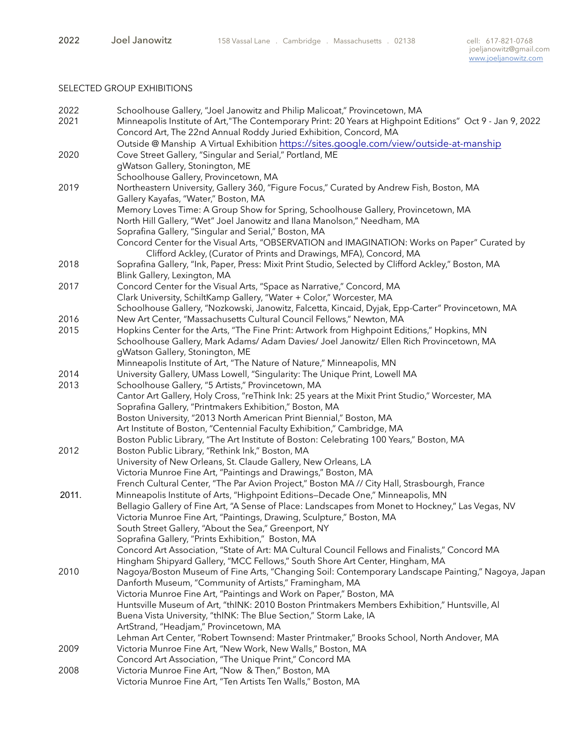2022 Joel Janowitz 158 Vassal Lane . Cambridge . Massachusetts . 02138 cell: 617-821-0768 joeljanowitz@gmail.com www.joeljanowitz.com

SELECTED GROUP EXHIBITIONS

2022 Schoolhouse Gallery, "Joel Janowitz and Philip Malicoat," Provincetown, MA

2021 Minneapolis Institute of Art,"The Contemporary Print: 20 Years at Highpoint Editions" Oct 9 - Jan 9, 2022
Concord Art, The 22nd Annual Roddy Juried Exhibition, Concord, MA
Outside @ Manship A Virtual Exhibition https://sites.google.com/view/outside-at-manship

2020 Cove Street Gallery, "Singular and Serial," Portland, ME
gWatson Gallery, Stonington, ME
Schoolhouse Gallery, Provincetown, MA

2019 Northeastern University, Gallery 360, "Figure Focus," Curated by Andrew Fish, Boston, MA
Gallery Kayafas, "Water," Boston, MA
Memory Loves Time: A Group Show for Spring, Schoolhouse Gallery, Provincetown, MA
North Hill Gallery, "Wet" Joel Janowitz and Ilana Manolson," Needham, MA
Soprafina Gallery, "Singular and Serial," Boston, MA
Concord Center for the Visual Arts, "OBSERVATION and IMAGINATION: Works on Paper" Curated by Clifford Ackley, (Curator of Prints and Drawings, MFA), Concord, MA

2018 Soprafina Gallery, "Ink, Paper, Press: Mixit Print Studio, Selected by Clifford Ackley," Boston, MA
Blink Gallery, Lexington, MA

2017 Concord Center for the Visual Arts, "Space as Narrative," Concord, MA
Clark University, SchiltKamp Gallery, "Water + Color," Worcester, MA
Schoolhouse Gallery, "Nozkowski, Janowitz, Falcetta, Kincaid, Dyjak, Epp-Carter" Provincetown, MA

2016 New Art Center, "Massachusetts Cultural Council Fellows," Newton, MA

2015 Hopkins Center for the Arts, "The Fine Print: Artwork from Highpoint Editions," Hopkins, MN
Schoolhouse Gallery, Mark Adams/ Adam Davies/ Joel Janowitz/ Ellen Rich Provincetown, MA
gWatson Gallery, Stonington, ME
Minneapolis Institute of Art, "The Nature of Nature," Minneapolis, MN

2014 University Gallery, UMass Lowell, "Singularity: The Unique Print, Lowell MA

2013 Schoolhouse Gallery, "5 Artists," Provincetown, MA
Cantor Art Gallery, Holy Cross, "reThink Ink: 25 years at the Mixit Print Studio," Worcester, MA
Soprafina Gallery, "Printmakers Exhibition," Boston, MA
Boston University, "2013 North American Print Biennial," Boston, MA
Art Institute of Boston, "Centennial Faculty Exhibition," Cambridge, MA
Boston Public Library, "The Art Institute of Boston: Celebrating 100 Years," Boston, MA

2012 Boston Public Library, "Rethink Ink," Boston, MA
University of New Orleans, St. Claude Gallery, New Orleans, LA
Victoria Munroe Fine Art, "Paintings and Drawings," Boston, MA
French Cultural Center, "The Par Avion Project," Boston MA // City Hall, Strasbourgh, France

2011. Minneapolis Institute of Arts, "Highpoint Editions—Decade One," Minneapolis, MN
Bellagio Gallery of Fine Art, "A Sense of Place: Landscapes from Monet to Hockney," Las Vegas, NV
Victoria Munroe Fine Art, "Paintings, Drawing, Sculpture," Boston, MA
South Street Gallery, "About the Sea," Greenport, NY
Soprafina Gallery, "Prints Exhibition," Boston, MA
Concord Art Association, "State of Art: MA Cultural Council Fellows and Finalists," Concord MA
Hingham Shipyard Gallery, "MCC Fellows," South Shore Art Center, Hingham, MA

2010 Nagoya/Boston Museum of Fine Arts, "Changing Soil: Contemporary Landscape Painting," Nagoya, Japan
Danforth Museum, "Community of Artists," Framingham, MA
Victoria Munroe Fine Art, "Paintings and Work on Paper," Boston, MA
Huntsville Museum of Art, "thINK: 2010 Boston Printmakers Members Exhibition," Huntsville, Al
Buena Vista University, "thINK: The Blue Section," Storm Lake, IA
ArtStrand, "Headjam," Provincetown, MA
Lehman Art Center, "Robert Townsend: Master Printmaker," Brooks School, North Andover, MA

2009 Victoria Munroe Fine Art, "New Work, New Walls," Boston, MA
Concord Art Association, "The Unique Print," Concord MA

2008 Victoria Munroe Fine Art, "Now & Then," Boston, MA
Victoria Munroe Fine Art, "Ten Artists Ten Walls," Boston, MA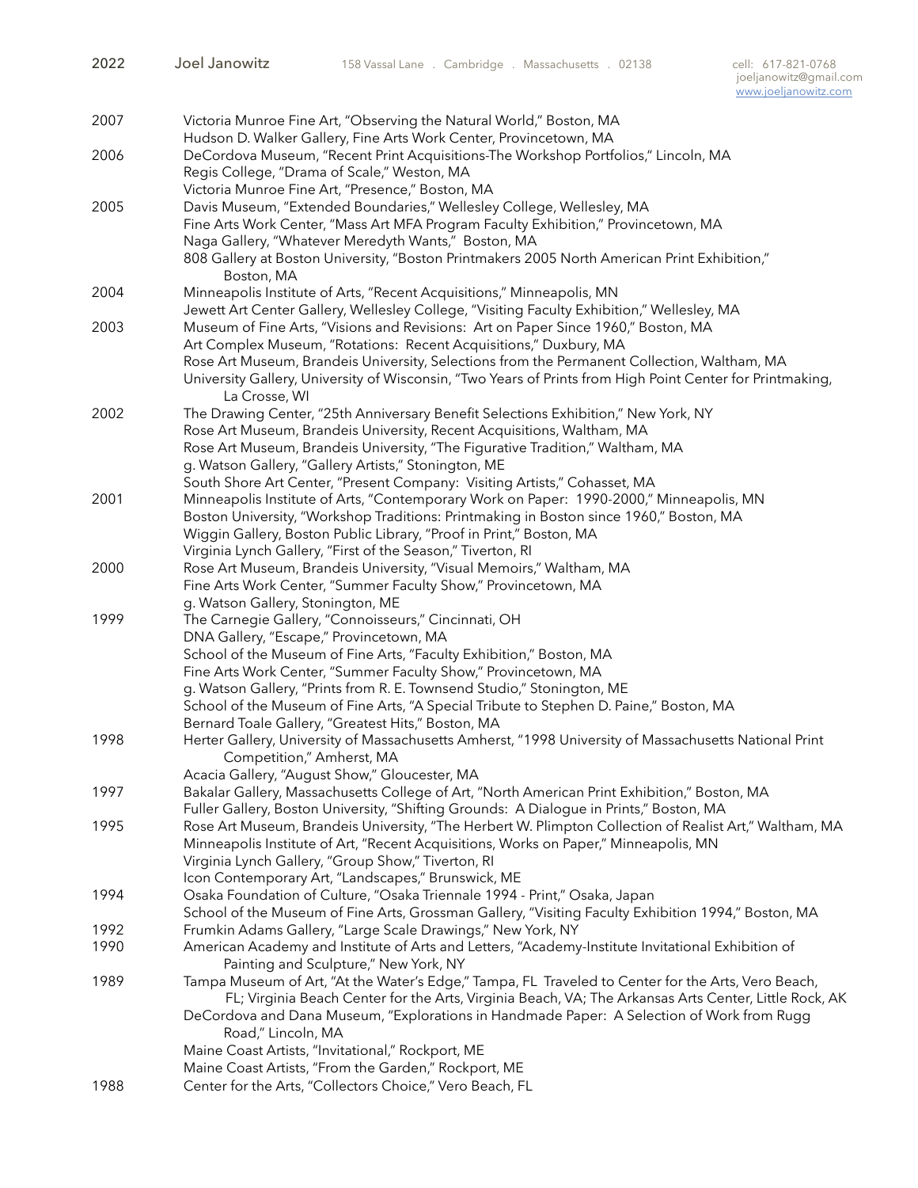2007 Victoria Munroe Fine Art, "Observing the Natural World," Boston, MA
Hudson D. Walker Gallery, Fine Arts Work Center, Provincetown, MA

2006 DeCordova Museum, "Recent Print Acquisitions-The Workshop Portfolios," Lincoln, MA
Regis College, "Drama of Scale," Weston, MA
Victoria Munroe Fine Art, "Presence," Boston, MA

2005 Davis Museum, "Extended Boundaries," Wellesley College, Wellesley, MA
Fine Arts Work Center, "Mass Art MFA Program Faculty Exhibition," Provincetown, MA
Naga Gallery, "Whatever Meredyth Wants," Boston, MA
808 Gallery at Boston University, "Boston Printmakers 2005 North American Print Exhibition," Boston, MA

2004 Minneapolis Institute of Arts, "Recent Acquisitions," Minneapolis, MN
Jewett Art Center Gallery, Wellesley College, "Visiting Faculty Exhibition," Wellesley, MA

2003 Museum of Fine Arts, "Visions and Revisions: Art on Paper Since 1960," Boston, MA
Art Complex Museum, "Rotations: Recent Acquisitions," Duxbury, MA
Rose Art Museum, Brandeis University, Selections from the Permanent Collection, Waltham, MA
University Gallery, University of Wisconsin, "Two Years of Prints from High Point Center for Printmaking, La Crosse, WI

2002 The Drawing Center, "25th Anniversary Benefit Selections Exhibition," New York, NY
Rose Art Museum, Brandeis University, Recent Acquisitions, Waltham, MA
Rose Art Museum, Brandeis University, "The Figurative Tradition," Waltham, MA
g. Watson Gallery, "Gallery Artists," Stonington, ME
South Shore Art Center, "Present Company: Visiting Artists," Cohasset, MA

2001 Minneapolis Institute of Arts, "Contemporary Work on Paper: 1990-2000," Minneapolis, MN
Boston University, "Workshop Traditions: Printmaking in Boston since 1960," Boston, MA
Wiggin Gallery, Boston Public Library, "Proof in Print," Boston, MA
Virginia Lynch Gallery, "First of the Season," Tiverton, RI

2000 Rose Art Museum, Brandeis University, "Visual Memoirs," Waltham, MA
Fine Arts Work Center, "Summer Faculty Show," Provincetown, MA
g. Watson Gallery, Stonington, ME

1999 The Carnegie Gallery, "Connoisseurs," Cincinnati, OH
DNA Gallery, "Escape," Provincetown, MA
School of the Museum of Fine Arts, "Faculty Exhibition," Boston, MA
Fine Arts Work Center, "Summer Faculty Show," Provincetown, MA
g. Watson Gallery, "Prints from R. E. Townsend Studio," Stonington, ME
School of the Museum of Fine Arts, "A Special Tribute to Stephen D. Paine," Boston, MA
Bernard Toale Gallery, "Greatest Hits," Boston, MA

1998 Herter Gallery, University of Massachusetts Amherst, "1998 University of Massachusetts National Print Competition," Amherst, MA
Acacia Gallery, "August Show," Gloucester, MA

1997 Bakalar Gallery, Massachusetts College of Art, "North American Print Exhibition," Boston, MA
Fuller Gallery, Boston University, "Shifting Grounds: A Dialogue in Prints," Boston, MA

1995 Rose Art Museum, Brandeis University, "The Herbert W. Plimpton Collection of Realist Art," Waltham, MA
Minneapolis Institute of Art, "Recent Acquisitions, Works on Paper," Minneapolis, MN
Virginia Lynch Gallery, "Group Show," Tiverton, RI
Icon Contemporary Art, "Landscapes," Brunswick, ME

1994 Osaka Foundation of Culture, "Osaka Triennale 1994 - Print," Osaka, Japan
School of the Museum of Fine Arts, Grossman Gallery, "Visiting Faculty Exhibition 1994," Boston, MA

1992 Frumkin Adams Gallery, "Large Scale Drawings," New York, NY

1990 American Academy and Institute of Arts and Letters, "Academy-Institute Invitational Exhibition of Painting and Sculpture," New York, NY

1989 Tampa Museum of Art, "At the Water's Edge," Tampa, FL Traveled to Center for the Arts, Vero Beach, FL; Virginia Beach Center for the Arts, Virginia Beach, VA; The Arkansas Arts Center, Little Rock, AK
DeCordova and Dana Museum, "Explorations in Handmade Paper: A Selection of Work from Rugg Road," Lincoln, MA
Maine Coast Artists, "Invitational," Rockport, ME
Maine Coast Artists, "From the Garden," Rockport, ME

1988 Center for the Arts, "Collectors Choice," Vero Beach, FL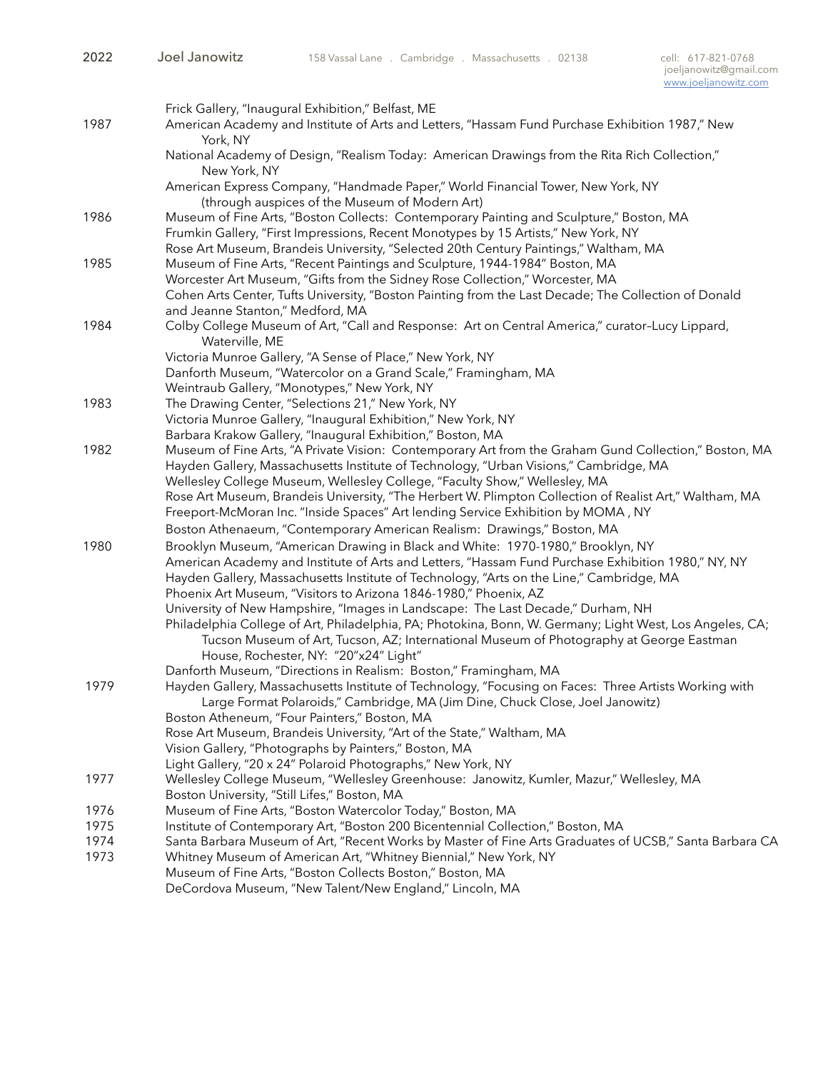Frick Gallery, "Inaugural Exhibition," Belfast, ME

1987
American Academy and Institute of Arts and Letters, "Hassam Fund Purchase Exhibition 1987," New York, NY
National Academy of Design, "Realism Today: American Drawings from the Rita Rich Collection," New York, NY
American Express Company, "Handmade Paper," World Financial Tower, New York, NY (through auspices of the Museum of Modern Art)

1986
Museum of Fine Arts, "Boston Collects: Contemporary Painting and Sculpture," Boston, MA
Frumkin Gallery, "First Impressions, Recent Monotypes by 15 Artists," New York, NY
Rose Art Museum, Brandeis University, "Selected 20th Century Paintings," Waltham, MA

1985
Museum of Fine Arts, "Recent Paintings and Sculpture, 1944-1984" Boston, MA
Worcester Art Museum, "Gifts from the Sidney Rose Collection," Worcester, MA
Cohen Arts Center, Tufts University, "Boston Painting from the Last Decade; The Collection of Donald and Jeanne Stanton," Medford, MA

1984
Colby College Museum of Art, "Call and Response: Art on Central America," curator–Lucy Lippard, Waterville, ME
Victoria Munroe Gallery, "A Sense of Place," New York, NY
Danforth Museum, "Watercolor on a Grand Scale," Framingham, MA
Weintraub Gallery, "Monotypes," New York, NY

1983
The Drawing Center, "Selections 21," New York, NY
Victoria Munroe Gallery, "Inaugural Exhibition," New York, NY
Barbara Krakow Gallery, "Inaugural Exhibition," Boston, MA

1982
Museum of Fine Arts, "A Private Vision: Contemporary Art from the Graham Gund Collection," Boston, MA
Hayden Gallery, Massachusetts Institute of Technology, "Urban Visions," Cambridge, MA
Wellesley College Museum, Wellesley College, "Faculty Show," Wellesley, MA
Rose Art Museum, Brandeis University, "The Herbert W. Plimpton Collection of Realist Art," Waltham, MA
Freeport-McMoran Inc. "Inside Spaces" Art lending Service Exhibition by MOMA , NY
Boston Athenaeum, "Contemporary American Realism: Drawings," Boston, MA

1980
Brooklyn Museum, "American Drawing in Black and White: 1970-1980," Brooklyn, NY
American Academy and Institute of Arts and Letters, "Hassam Fund Purchase Exhibition 1980," NY, NY
Hayden Gallery, Massachusetts Institute of Technology, "Arts on the Line," Cambridge, MA
Phoenix Art Museum, "Visitors to Arizona 1846-1980," Phoenix, AZ
University of New Hampshire, "Images in Landscape: The Last Decade," Durham, NH
Philadelphia College of Art, Philadelphia, PA; Photokina, Bonn, W. Germany; Light West, Los Angeles, CA; Tucson Museum of Art, Tucson, AZ; International Museum of Photography at George Eastman House, Rochester, NY: "20"x24" Light"
Danforth Museum, "Directions in Realism: Boston," Framingham, MA

1979
Hayden Gallery, Massachusetts Institute of Technology, "Focusing on Faces: Three Artists Working with Large Format Polaroids," Cambridge, MA (Jim Dine, Chuck Close, Joel Janowitz)
Boston Atheneum, "Four Painters," Boston, MA
Rose Art Museum, Brandeis University, "Art of the State," Waltham, MA
Vision Gallery, "Photographs by Painters," Boston, MA
Light Gallery, "20 x 24" Polaroid Photographs," New York, NY

1977
Wellesley College Museum, "Wellesley Greenhouse: Janowitz, Kumler, Mazur," Wellesley, MA
Boston University, "Still Lifes," Boston, MA

1976
Museum of Fine Arts, "Boston Watercolor Today," Boston, MA

1975
Institute of Contemporary Art, "Boston 200 Bicentennial Collection," Boston, MA

1974
Santa Barbara Museum of Art, "Recent Works by Master of Fine Arts Graduates of UCSB," Santa Barbara CA

1973
Whitney Museum of American Art, "Whitney Biennial," New York, NY
Museum of Fine Arts, "Boston Collects Boston," Boston, MA
DeCordova Museum, "New Talent/New England," Lincoln, MA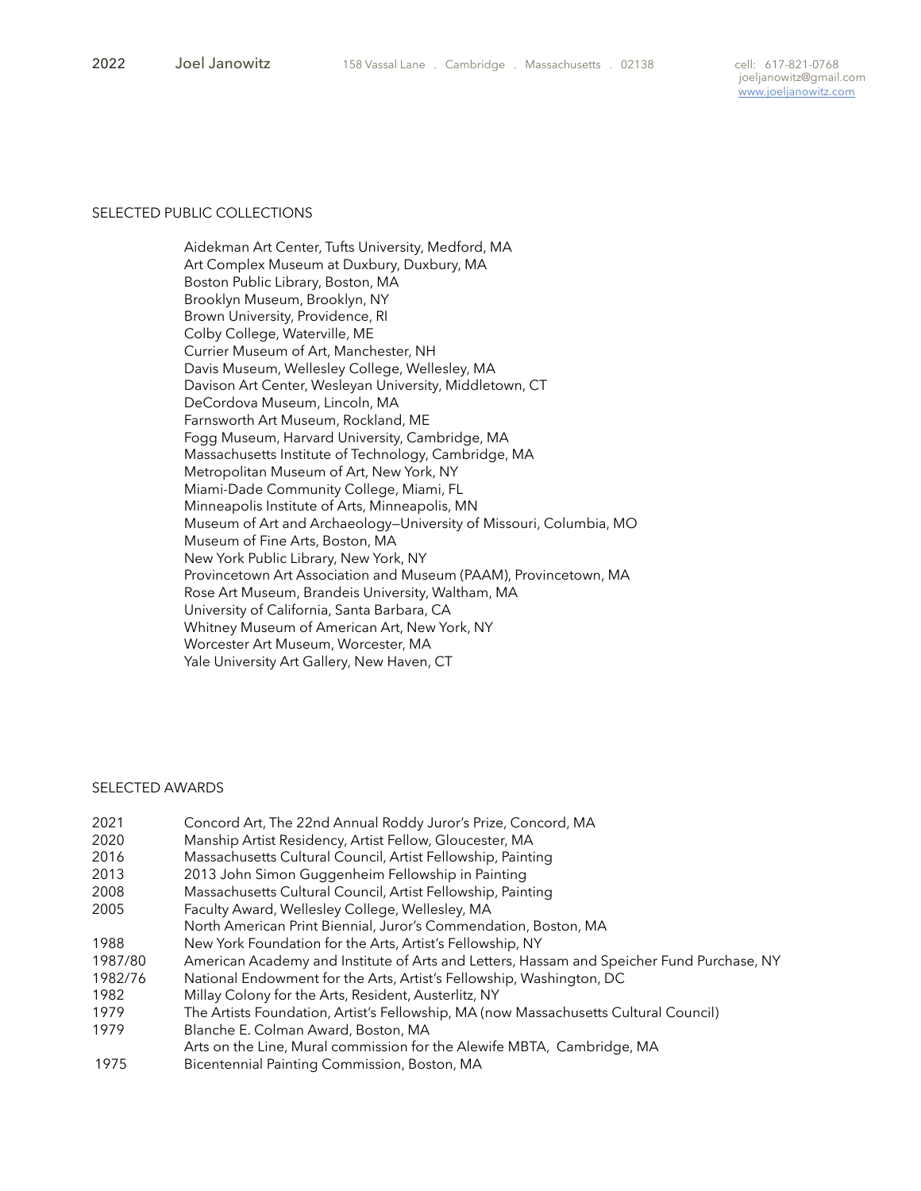## SELECTED PUBLIC COLLECTIONS

Aidekman Art Center, Tufts University, Medford, MA
Art Complex Museum at Duxbury, Duxbury, MA
Boston Public Library, Boston, MA
Brooklyn Museum, Brooklyn, NY
Brown University, Providence, RI
Colby College, Waterville, ME
Currier Museum of Art, Manchester, NH
Davis Museum, Wellesley College, Wellesley, MA
Davison Art Center, Wesleyan University, Middletown, CT
DeCordova Museum, Lincoln, MA
Farnsworth Art Museum, Rockland, ME
Fogg Museum, Harvard University, Cambridge, MA
Massachusetts Institute of Technology, Cambridge, MA
Metropolitan Museum of Art, New York, NY
Miami-Dade Community College, Miami, FL
Minneapolis Institute of Arts, Minneapolis, MN
Museum of Art and Archaeology—University of Missouri, Columbia, MO
Museum of Fine Arts, Boston, MA
New York Public Library, New York, NY
Provincetown Art Association and Museum (PAAM), Provincetown, MA
Rose Art Museum, Brandeis University, Waltham, MA
University of California, Santa Barbara, CA
Whitney Museum of American Art, New York, NY
Worcester Art Museum, Worcester, MA
Yale University Art Gallery, New Haven, CT

## SELECTED AWARDS

| | |
|---|---|
| 2021 | Concord Art, The 22nd Annual Roddy Juror's Prize, Concord, MA |
| 2020 | Manship Artist Residency, Artist Fellow, Gloucester, MA |
| 2016 | Massachusetts Cultural Council, Artist Fellowship, Painting |
| 2013 | 2013 John Simon Guggenheim Fellowship in Painting |
| 2008 | Massachusetts Cultural Council, Artist Fellowship, Painting |
| 2005 | Faculty Award, Wellesley College, Wellesley, MA |
| | North American Print Biennial, Juror's Commendation, Boston, MA |
| 1988 | New York Foundation for the Arts, Artist's Fellowship, NY |
| 1987/80 | American Academy and Institute of Arts and Letters, Hassam and Speicher Fund Purchase, NY |
| 1982/76 | National Endowment for the Arts, Artist's Fellowship, Washington, DC |
| 1982 | Millay Colony for the Arts, Resident, Austerlitz, NY |
| 1979 | The Artists Foundation, Artist's Fellowship, MA (now Massachusetts Cultural Council) |
| 1979 | Blanche E. Colman Award, Boston, MA |
| | Arts on the Line, Mural commission for the Alewife MBTA, Cambridge, MA |
| 1975 | Bicentennial Painting Commission, Boston, MA |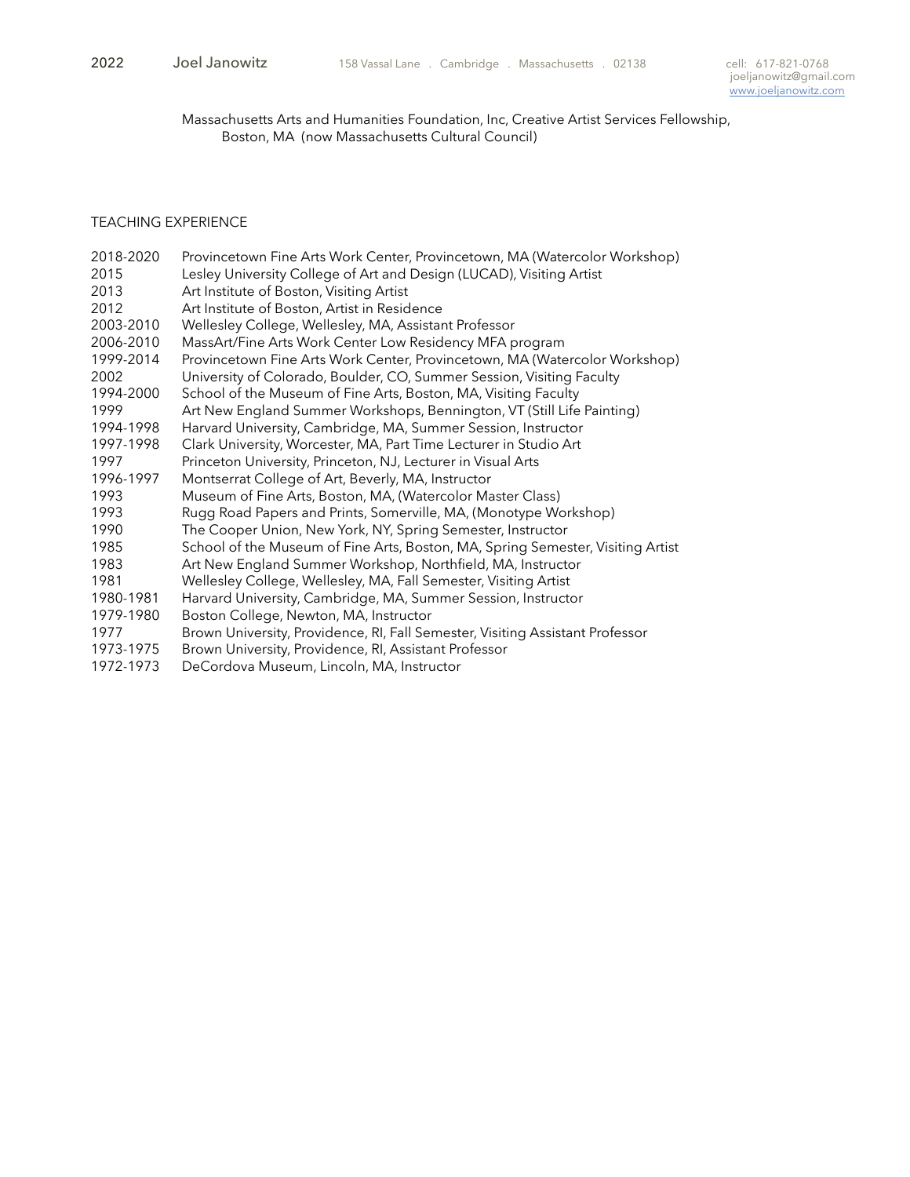Massachusetts Arts and Humanities Foundation, Inc, Creative Artist Services Fellowship, Boston, MA (now Massachusetts Cultural Council)

## TEACHING EXPERIENCE

| | |
|---|---|
| 2018-2020 | Provincetown Fine Arts Work Center, Provincetown, MA (Watercolor Workshop) |
| 2015 | Lesley University College of Art and Design (LUCAD), Visiting Artist |
| 2013 | Art Institute of Boston, Visiting Artist |
| 2012 | Art Institute of Boston, Artist in Residence |
| 2003-2010 | Wellesley College, Wellesley, MA, Assistant Professor |
| 2006-2010 | MassArt/Fine Arts Work Center Low Residency MFA program |
| 1999-2014 | Provincetown Fine Arts Work Center, Provincetown, MA (Watercolor Workshop) |
| 2002 | University of Colorado, Boulder, CO, Summer Session, Visiting Faculty |
| 1994-2000 | School of the Museum of Fine Arts, Boston, MA, Visiting Faculty |
| 1999 | Art New England Summer Workshops, Bennington, VT (Still Life Painting) |
| 1994-1998 | Harvard University, Cambridge, MA, Summer Session, Instructor |
| 1997-1998 | Clark University, Worcester, MA, Part Time Lecturer in Studio Art |
| 1997 | Princeton University, Princeton, NJ, Lecturer in Visual Arts |
| 1996-1997 | Montserrat College of Art, Beverly, MA, Instructor |
| 1993 | Museum of Fine Arts, Boston, MA, (Watercolor Master Class) |
| 1993 | Rugg Road Papers and Prints, Somerville, MA, (Monotype Workshop) |
| 1990 | The Cooper Union, New York, NY, Spring Semester, Instructor |
| 1985 | School of the Museum of Fine Arts, Boston, MA, Spring Semester, Visiting Artist |
| 1983 | Art New England Summer Workshop, Northfield, MA, Instructor |
| 1981 | Wellesley College, Wellesley, MA, Fall Semester, Visiting Artist |
| 1980-1981 | Harvard University, Cambridge, MA, Summer Session, Instructor |
| 1979-1980 | Boston College, Newton, MA, Instructor |
| 1977 | Brown University, Providence, RI, Fall Semester, Visiting Assistant Professor |
| 1973-1975 | Brown University, Providence, RI, Assistant Professor |
| 1972-1973 | DeCordova Museum, Lincoln, MA, Instructor |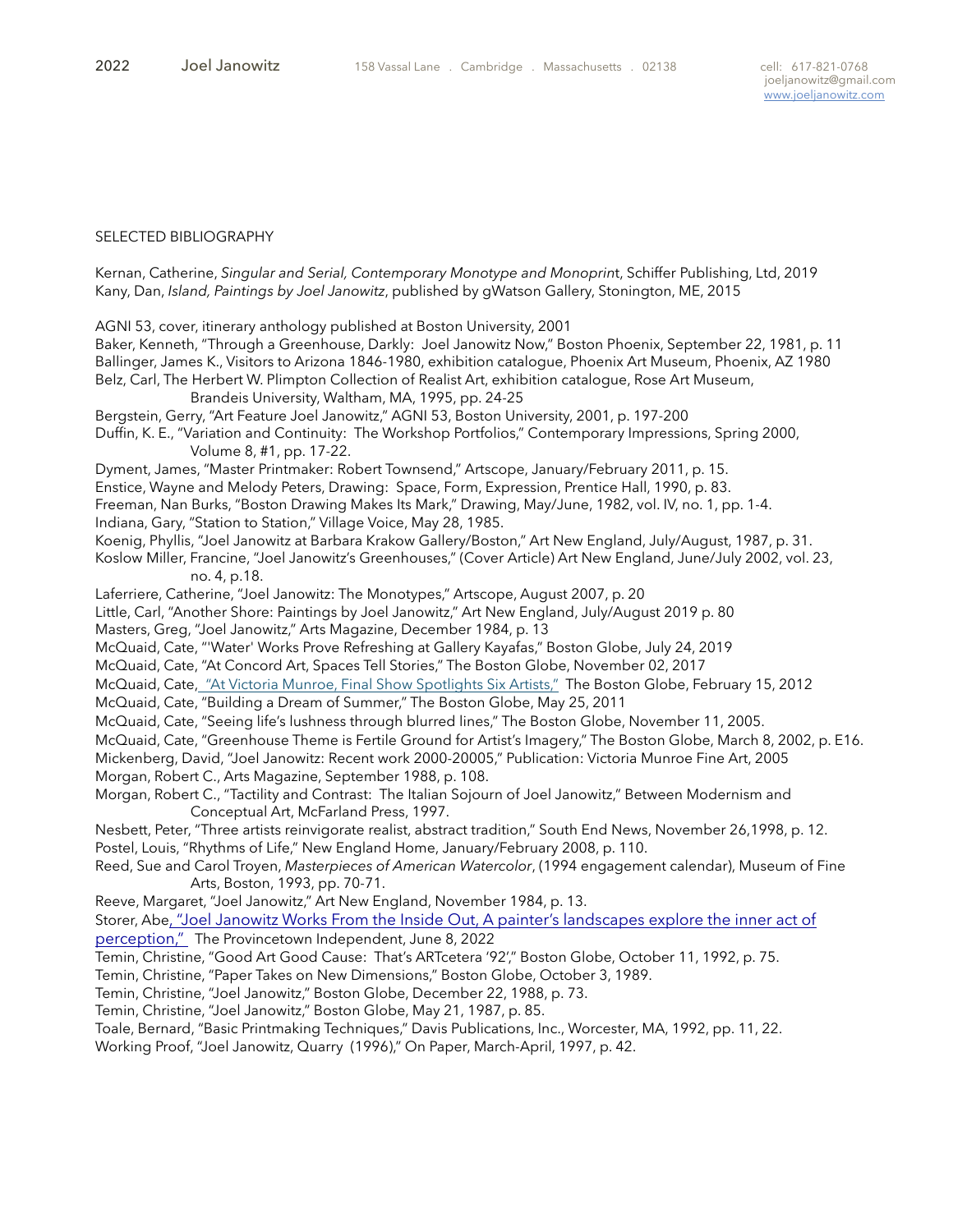2022 Joel Janowitz 158 Vassal Lane . Cambridge . Massachusetts . 02138 cell: 617-821-0768
joeljanowitz@gmail.com
www.joeljanowitz.com

SELECTED BIBLIOGRAPHY

Kernan, Catherine, *Singular and Serial, Contemporary Monotype and Monoprin*t, Schiffer Publishing, Ltd, 2019
Kany, Dan, *Island, Paintings by Joel Janowitz*, published by gWatson Gallery, Stonington, ME, 2015

AGNI 53, cover, itinerary anthology published at Boston University, 2001
Baker, Kenneth, "Through a Greenhouse, Darkly: Joel Janowitz Now," Boston Phoenix, September 22, 1981, p. 11
Ballinger, James K., Visitors to Arizona 1846-1980, exhibition catalogue, Phoenix Art Museum, Phoenix, AZ 1980
Belz, Carl, The Herbert W. Plimpton Collection of Realist Art, exhibition catalogue, Rose Art Museum, Brandeis University, Waltham, MA, 1995, pp. 24-25
Bergstein, Gerry, "Art Feature Joel Janowitz," AGNI 53, Boston University, 2001, p. 197-200
Duffin, K. E., "Variation and Continuity: The Workshop Portfolios," Contemporary Impressions, Spring 2000, Volume 8, #1, pp. 17-22.
Dyment, James, "Master Printmaker: Robert Townsend," Artscope, January/February 2011, p. 15.
Enstice, Wayne and Melody Peters, Drawing: Space, Form, Expression, Prentice Hall, 1990, p. 83.
Freeman, Nan Burks, "Boston Drawing Makes Its Mark," Drawing, May/June, 1982, vol. IV, no. 1, pp. 1-4.
Indiana, Gary, "Station to Station," Village Voice, May 28, 1985.
Koenig, Phyllis, "Joel Janowitz at Barbara Krakow Gallery/Boston," Art New England, July/August, 1987, p. 31.
Koslow Miller, Francine, "Joel Janowitz's Greenhouses," (Cover Article) Art New England, June/July 2002, vol. 23, no. 4, p.18.
Laferriere, Catherine, "Joel Janowitz: The Monotypes," Artscope, August 2007, p. 20
Little, Carl, "Another Shore: Paintings by Joel Janowitz," Art New England, July/August 2019 p. 80
Masters, Greg, "Joel Janowitz," Arts Magazine, December 1984, p. 13
McQuaid, Cate, "'Water' Works Prove Refreshing at Gallery Kayafas," Boston Globe, July 24, 2019
McQuaid, Cate, "At Concord Art, Spaces Tell Stories," The Boston Globe, November 02, 2017
McQuaid, Cate, "At Victoria Munroe, Final Show Spotlights Six Artists," The Boston Globe, February 15, 2012
McQuaid, Cate, "Building a Dream of Summer," The Boston Globe, May 25, 2011
McQuaid, Cate, "Seeing life's lushness through blurred lines," The Boston Globe, November 11, 2005.
McQuaid, Cate, "Greenhouse Theme is Fertile Ground for Artist's Imagery," The Boston Globe, March 8, 2002, p. E16.
Mickenberg, David, "Joel Janowitz: Recent work 2000-20005," Publication: Victoria Munroe Fine Art, 2005
Morgan, Robert C., Arts Magazine, September 1988, p. 108.
Morgan, Robert C., "Tactility and Contrast: The Italian Sojourn of Joel Janowitz," Between Modernism and Conceptual Art, McFarland Press, 1997.
Nesbett, Peter, "Three artists reinvigorate realist, abstract tradition," South End News, November 26,1998, p. 12.
Postel, Louis, "Rhythms of Life," New England Home, January/February 2008, p. 110.
Reed, Sue and Carol Troyen, *Masterpieces of American Watercolor*, (1994 engagement calendar), Museum of Fine Arts, Boston, 1993, pp. 70-71.
Reeve, Margaret, "Joel Janowitz," Art New England, November 1984, p. 13.
Storer, Abe, "Joel Janowitz Works From the Inside Out, A painter's landscapes explore the inner act of perception," The Provincetown Independent, June 8, 2022
Temin, Christine, "Good Art Good Cause: That's ARTcetera '92'," Boston Globe, October 11, 1992, p. 75.
Temin, Christine, "Paper Takes on New Dimensions," Boston Globe, October 3, 1989.
Temin, Christine, "Joel Janowitz," Boston Globe, December 22, 1988, p. 73.
Temin, Christine, "Joel Janowitz," Boston Globe, May 21, 1987, p. 85.
Toale, Bernard, "Basic Printmaking Techniques," Davis Publications, Inc., Worcester, MA, 1992, pp. 11, 22.
Working Proof, "Joel Janowitz, Quarry (1996)," On Paper, March-April, 1997, p. 42.